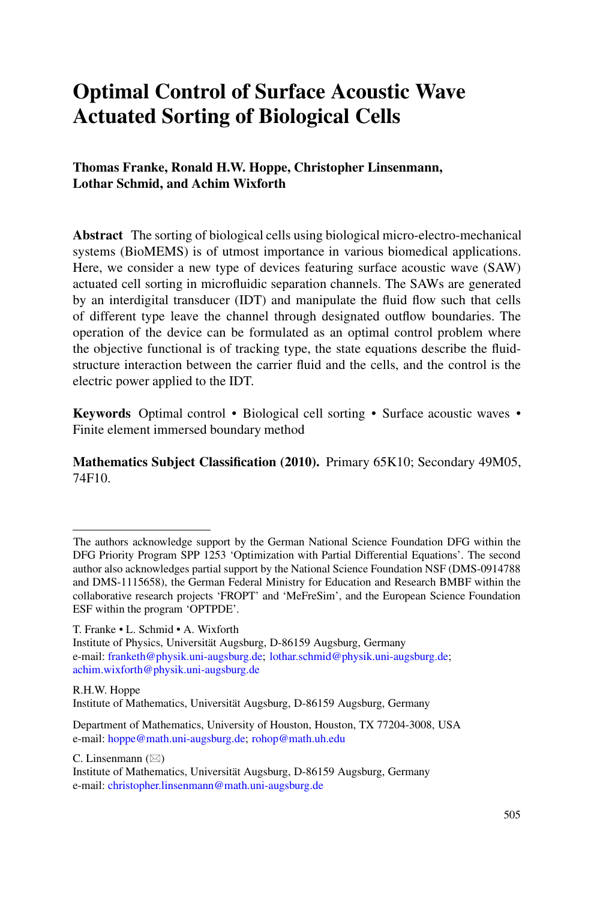# Optimal Control of Surface Acoustic Wave Actuated Sorting of Biological Cells

**Thomas Franke, Ronald H.W. Hoppe, Christopher Linsenmann, Lothar Schmid, and Achim Wixforth**

**Abstract** The sorting of biological cells using biological micro-electro-mechanical systems (BioMEMS) is of utmost importance in various biomedical applications. Here, we consider a new type of devices featuring surface acoustic wave (SAW) actuated cell sorting in microfluidic separation channels. The SAWs are generated by an interdigital transducer (IDT) and manipulate the fluid flow such that cells of different type leave the channel through designated outflow boundaries. The operation of the device can be formulated as an optimal control problem where the objective functional is of tracking type, the state equations describe the fluid-structure interaction between the carrier fluid and the cells, and the control is the electric power applied to the IDT.

**Keywords** Optimal control • Biological cell sorting • Surface acoustic waves • Finite element immersed boundary method

**Mathematics Subject Classification (2010).** Primary 65K10; Secondary 49M05, 74F10.

---

The authors acknowledge support by the German National Science Foundation DFG within the DFG Priority Program SPP 1253 'Optimization with Partial Differential Equations'. The second author also acknowledges partial support by the National Science Foundation NSF (DMS-0914788 and DMS-1115658), the German Federal Ministry for Education and Research BMBF within the collaborative research projects 'FROPT' and 'MeFreSim', and the European Science Foundation ESF within the program 'OPTPDE'.

T. Franke • L. Schmid • A. Wixforth
Institute of Physics, Universität Augsburg, D-86159 Augsburg, Germany
e-mail: franketh@physik.uni-augsburg.de; lothar.schmid@physik.uni-augsburg.de; achim.wixforth@physik.uni-augsburg.de

R.H.W. Hoppe
Institute of Mathematics, Universität Augsburg, D-86159 Augsburg, Germany

Department of Mathematics, University of Houston, Houston, TX 77204-3008, USA
e-mail: hoppe@math.uni-augsburg.de; rohop@math.uh.edu

C. Linsenmann (✉)
Institute of Mathematics, Universität Augsburg, D-86159 Augsburg, Germany
e-mail: christopher.linsenmann@math.uni-augsburg.de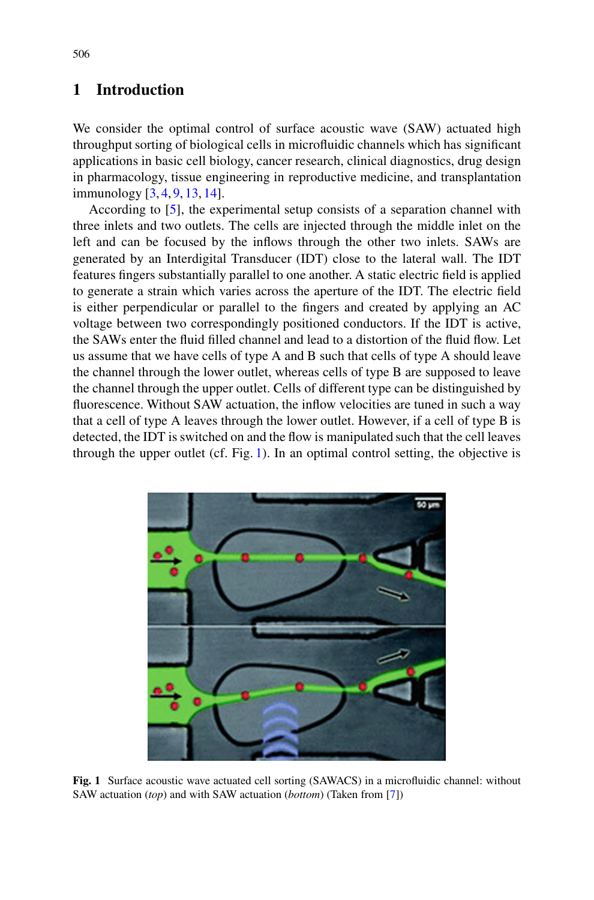## 1 Introduction

We consider the optimal control of surface acoustic wave (SAW) actuated high throughput sorting of biological cells in microfluidic channels which has significant applications in basic cell biology, cancer research, clinical diagnostics, drug design in pharmacology, tissue engineering in reproductive medicine, and transplantation immunology [3, 4, 9, 13, 14].

According to [5], the experimental setup consists of a separation channel with three inlets and two outlets. The cells are injected through the middle inlet on the left and can be focused by the inflows through the other two inlets. SAWs are generated by an Interdigital Transducer (IDT) close to the lateral wall. The IDT features fingers substantially parallel to one another. A static electric field is applied to generate a strain which varies across the aperture of the IDT. The electric field is either perpendicular or parallel to the fingers and created by applying an AC voltage between two correspondingly positioned conductors. If the IDT is active, the SAWs enter the fluid filled channel and lead to a distortion of the fluid flow. Let us assume that we have cells of type A and B such that cells of type A should leave the channel through the lower outlet, whereas cells of type B are supposed to leave the channel through the upper outlet. Cells of different type can be distinguished by fluorescence. Without SAW actuation, the inflow velocities are tuned in such a way that a cell of type A leaves through the lower outlet. However, if a cell of type B is detected, the IDT is switched on and the flow is manipulated such that the cell leaves through the upper outlet (cf. Fig. 1). In an optimal control setting, the objective is

**Fig. 1** Surface acoustic wave actuated cell sorting (SAWACS) in a microfluidic channel: without SAW actuation (*top*) and with SAW actuation (*bottom*) (Taken from [7])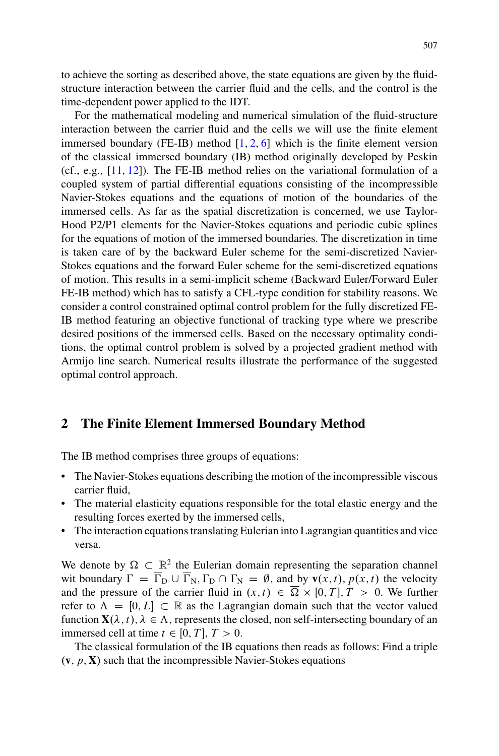to achieve the sorting as described above, the state equations are given by the fluid-structure interaction between the carrier fluid and the cells, and the control is the time-dependent power applied to the IDT.

For the mathematical modeling and numerical simulation of the fluid-structure interaction between the carrier fluid and the cells we will use the finite element immersed boundary (FE-IB) method [1, 2, 6] which is the finite element version of the classical immersed boundary (IB) method originally developed by Peskin (cf., e.g., [11, 12]). The FE-IB method relies on the variational formulation of a coupled system of partial differential equations consisting of the incompressible Navier-Stokes equations and the equations of motion of the boundaries of the immersed cells. As far as the spatial discretization is concerned, we use Taylor-Hood P2/P1 elements for the Navier-Stokes equations and periodic cubic splines for the equations of motion of the immersed boundaries. The discretization in time is taken care of by the backward Euler scheme for the semi-discretized Navier-Stokes equations and the forward Euler scheme for the semi-discretized equations of motion. This results in a semi-implicit scheme (Backward Euler/Forward Euler FE-IB method) which has to satisfy a CFL-type condition for stability reasons. We consider a control constrained optimal control problem for the fully discretized FE-IB method featuring an objective functional of tracking type where we prescribe desired positions of the immersed cells. Based on the necessary optimality conditions, the optimal control problem is solved by a projected gradient method with Armijo line search. Numerical results illustrate the performance of the suggested optimal control approach.

## 2 The Finite Element Immersed Boundary Method

The IB method comprises three groups of equations:

- The Navier-Stokes equations describing the motion of the incompressible viscous carrier fluid,
- The material elasticity equations responsible for the total elastic energy and the resulting forces exerted by the immersed cells,
- The interaction equations translating Eulerian into Lagrangian quantities and vice versa.

We denote by $\Omega \subset \mathbb{R}^2$ the Eulerian domain representing the separation channel wit boundary $\Gamma = \overline{\Gamma}_{\mathrm{D}} \cup \overline{\Gamma}_{\mathrm{N}}, \Gamma_{\mathrm{D}} \cap \Gamma_{\mathrm{N}} = \emptyset$, and by $\mathbf{v}(x,t)$, $p(x,t)$ the velocity and the pressure of the carrier fluid in $(x,t) \in \overline{\Omega} \times [0,T], T > 0$. We further refer to $\Lambda = [0,L] \subset \mathbb{R}$ as the Lagrangian domain such that the vector valued function $\mathbf{X}(\lambda,t), \lambda \in \Lambda$, represents the closed, non self-intersecting boundary of an immersed cell at time $t \in [0,T], T > 0$.

The classical formulation of the IB equations then reads as follows: Find a triple $(\mathbf{v}, p, \mathbf{X})$ such that the incompressible Navier-Stokes equations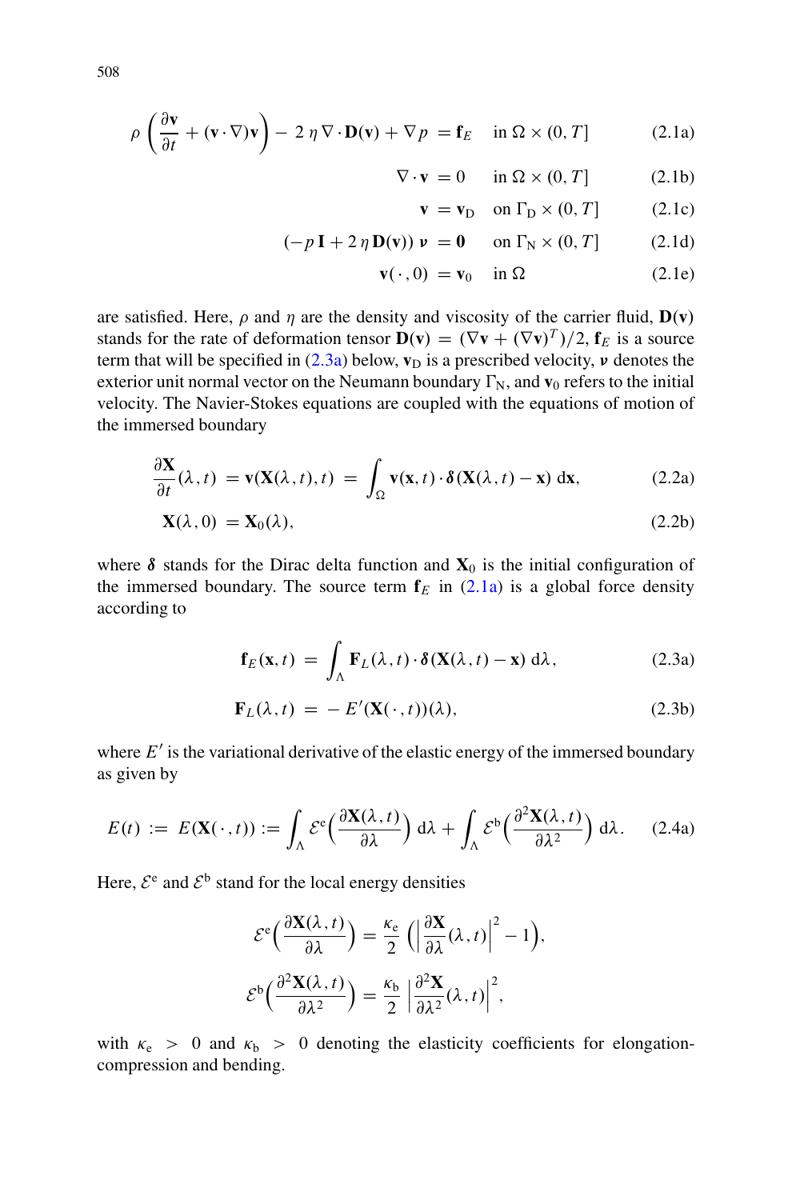$$\rho\left(\frac{\partial \mathbf{v}}{\partial t} + (\mathbf{v}\cdot\nabla)\mathbf{v}\right) - 2\,\eta\,\nabla\cdot\mathbf{D}(\mathbf{v}) + \nabla p \;=\; \mathbf{f}_E \quad \text{in } \Omega\times(0,T] \tag{2.1a}$$

$$\nabla\cdot\mathbf{v} \;=\; 0 \quad \text{in } \Omega\times(0,T] \tag{2.1b}$$

$$\mathbf{v} \;=\; \mathbf{v}_\mathrm{D} \quad \text{on } \Gamma_\mathrm{D}\times(0,T] \tag{2.1c}$$

$$(-p\,\mathbf{I} + 2\,\eta\,\mathbf{D}(\mathbf{v}))\,\boldsymbol{\nu} \;=\; \mathbf{0} \quad \text{on } \Gamma_\mathrm{N}\times(0,T] \tag{2.1d}$$

$$\mathbf{v}(\,\cdot\,,0) \;=\; \mathbf{v}_0 \quad \text{in } \Omega \tag{2.1e}$$

are satisfied. Here, $\rho$ and $\eta$ are the density and viscosity of the carrier fluid, $\mathbf{D}(\mathbf{v})$ stands for the rate of deformation tensor $\mathbf{D}(\mathbf{v}) = (\nabla\mathbf{v} + (\nabla\mathbf{v})^T)/2$, $\mathbf{f}_E$ is a source term that will be specified in (2.3a) below, $\mathbf{v}_\mathrm{D}$ is a prescribed velocity, $\boldsymbol{\nu}$ denotes the exterior unit normal vector on the Neumann boundary $\Gamma_\mathrm{N}$, and $\mathbf{v}_0$ refers to the initial velocity. The Navier-Stokes equations are coupled with the equations of motion of the immersed boundary

$$\frac{\partial \mathbf{X}}{\partial t}(\lambda,t) \;=\; \mathbf{v}(\mathbf{X}(\lambda,t),t) \;=\; \int_\Omega \mathbf{v}(\mathbf{x},t)\cdot\boldsymbol{\delta}(\mathbf{X}(\lambda,t)-\mathbf{x})\;\mathrm{d}\mathbf{x}, \tag{2.2a}$$

$$\mathbf{X}(\lambda,0) \;=\; \mathbf{X}_0(\lambda), \tag{2.2b}$$

where $\boldsymbol{\delta}$ stands for the Dirac delta function and $\mathbf{X}_0$ is the initial configuration of the immersed boundary. The source term $\mathbf{f}_E$ in (2.1a) is a global force density according to

$$\mathbf{f}_E(\mathbf{x},t) \;=\; \int_\Lambda \mathbf{F}_L(\lambda,t)\cdot\boldsymbol{\delta}(\mathbf{X}(\lambda,t)-\mathbf{x})\;\mathrm{d}\lambda, \tag{2.3a}$$

$$\mathbf{F}_L(\lambda,t) \;=\; -\,E'(\mathbf{X}(\cdot,t))(\lambda), \tag{2.3b}$$

where $E'$ is the variational derivative of the elastic energy of the immersed boundary as given by

$$E(t) \;:=\; E(\mathbf{X}(\cdot,t)) := \int_\Lambda \mathcal{E}^\mathrm{e}\Big(\frac{\partial \mathbf{X}(\lambda,t)}{\partial \lambda}\Big)\;\mathrm{d}\lambda + \int_\Lambda \mathcal{E}^\mathrm{b}\Big(\frac{\partial^2 \mathbf{X}(\lambda,t)}{\partial \lambda^2}\Big)\;\mathrm{d}\lambda. \tag{2.4a}$$

Here, $\mathcal{E}^\mathrm{e}$ and $\mathcal{E}^\mathrm{b}$ stand for the local energy densities

$$\mathcal{E}^\mathrm{e}\Big(\frac{\partial \mathbf{X}(\lambda,t)}{\partial \lambda}\Big) \;=\; \frac{\kappa_\mathrm{e}}{2}\,\Big(\Big|\frac{\partial \mathbf{X}}{\partial \lambda}(\lambda,t)\Big|^2 - 1\Big),$$

$$\mathcal{E}^\mathrm{b}\Big(\frac{\partial^2 \mathbf{X}(\lambda,t)}{\partial \lambda^2}\Big) \;=\; \frac{\kappa_\mathrm{b}}{2}\,\Big|\frac{\partial^2 \mathbf{X}}{\partial \lambda^2}(\lambda,t)\Big|^2,$$

with $\kappa_\mathrm{e} > 0$ and $\kappa_\mathrm{b} > 0$ denoting the elasticity coefficients for elongation-compression and bending.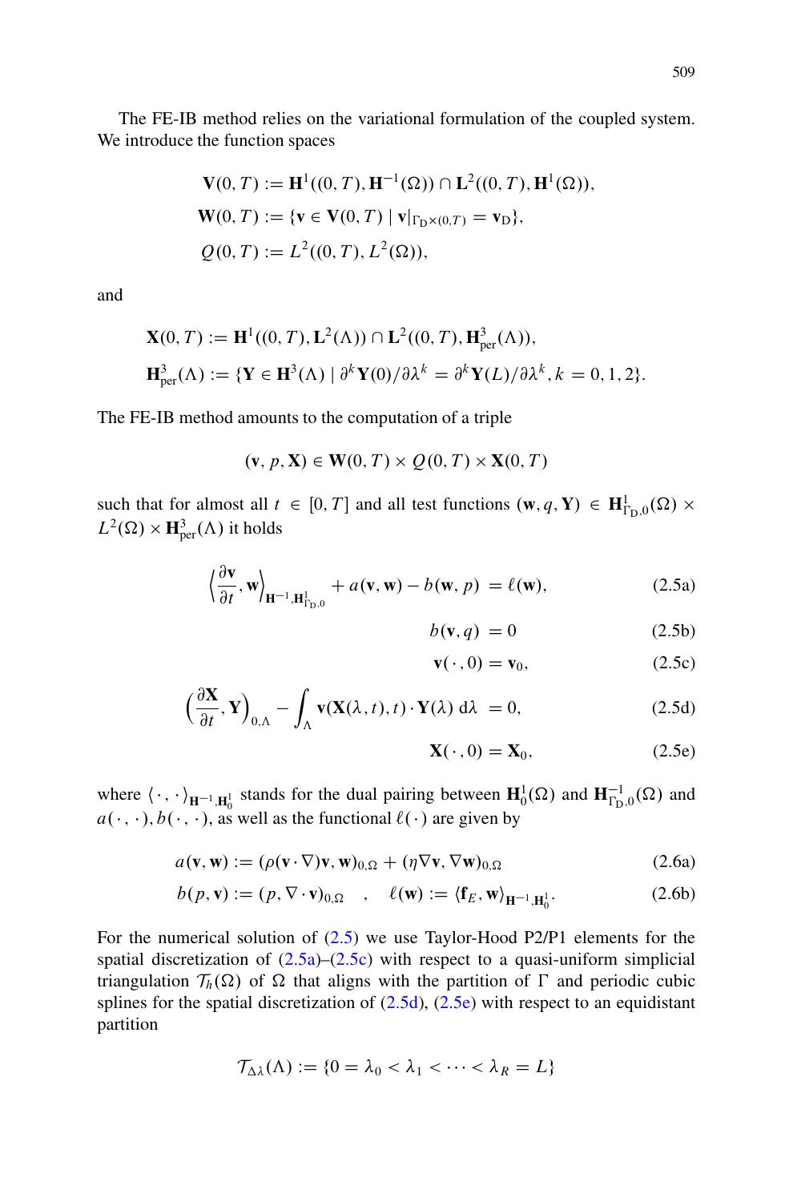The FE-IB method relies on the variational formulation of the coupled system. We introduce the function spaces

$$
\begin{aligned}
\mathbf{V}(0,T) &:= \mathbf{H}^1((0,T),\mathbf{H}^{-1}(\Omega)) \cap \mathbf{L}^2((0,T),\mathbf{H}^1(\Omega)),\\
\mathbf{W}(0,T) &:= \{\mathbf{v} \in \mathbf{V}(0,T) \mid \mathbf{v}|_{\Gamma_D \times (0,T)} = \mathbf{v}_D\},\\
Q(0,T) &:= L^2((0,T),L^2(\Omega)),
\end{aligned}
$$

and

$$
\begin{aligned}
\mathbf{X}(0,T) &:= \mathbf{H}^1((0,T),\mathbf{L}^2(\Lambda)) \cap \mathbf{L}^2((0,T),\mathbf{H}^3_{\mathrm{per}}(\Lambda)),\\
\mathbf{H}^3_{\mathrm{per}}(\Lambda) &:= \{\mathbf{Y} \in \mathbf{H}^3(\Lambda) \mid \partial^k \mathbf{Y}(0)/\partial\lambda^k = \partial^k \mathbf{Y}(L)/\partial\lambda^k, k = 0,1,2\}.
\end{aligned}
$$

The FE-IB method amounts to the computation of a triple

$$
(\mathbf{v}, p, \mathbf{X}) \in \mathbf{W}(0,T) \times Q(0,T) \times \mathbf{X}(0,T)
$$

such that for almost all $t \in [0,T]$ and all test functions $(\mathbf{w}, q, \mathbf{Y}) \in \mathbf{H}^1_{\Gamma_D,0}(\Omega) \times L^2(\Omega) \times \mathbf{H}^3_{\mathrm{per}}(\Lambda)$ it holds

$$
\left\langle \frac{\partial \mathbf{v}}{\partial t}, \mathbf{w} \right\rangle_{\mathbf{H}^{-1},\mathbf{H}^1_{\Gamma_D,0}} + a(\mathbf{v},\mathbf{w}) - b(\mathbf{w},p) = \ell(\mathbf{w}), \tag{2.5a}
$$

$$
b(\mathbf{v},q) = 0 \tag{2.5b}
$$

$$
\mathbf{v}(\cdot,0) = \mathbf{v}_0, \tag{2.5c}
$$

$$
\left( \frac{\partial \mathbf{X}}{\partial t}, \mathbf{Y} \right)_{0,\Lambda} - \int_\Lambda \mathbf{v}(\mathbf{X}(\lambda,t),t) \cdot \mathbf{Y}(\lambda)\, \mathrm{d}\lambda = 0, \tag{2.5d}
$$

$$
\mathbf{X}(\cdot,0) = \mathbf{X}_0, \tag{2.5e}
$$

where $\langle \cdot, \cdot \rangle_{\mathbf{H}^{-1},\mathbf{H}^1_0}$ stands for the dual pairing between $\mathbf{H}^1_0(\Omega)$ and $\mathbf{H}^{-1}_{\Gamma_D,0}(\Omega)$ and $a(\cdot,\cdot), b(\cdot,\cdot)$, as well as the functional $\ell(\cdot)$ are given by

$$
a(\mathbf{v},\mathbf{w}) := (\rho(\mathbf{v}\cdot\nabla)\mathbf{v}, \mathbf{w})_{0,\Omega} + (\eta\nabla\mathbf{v}, \nabla\mathbf{w})_{0,\Omega} \tag{2.6a}
$$

$$
b(p,\mathbf{v}) := (p, \nabla\cdot\mathbf{v})_{0,\Omega} \quad , \quad \ell(\mathbf{w}) := \langle \mathbf{f}_E, \mathbf{w} \rangle_{\mathbf{H}^{-1},\mathbf{H}^1_0}. \tag{2.6b}
$$

For the numerical solution of (2.5) we use Taylor-Hood P2/P1 elements for the spatial discretization of (2.5a)–(2.5c) with respect to a quasi-uniform simplicial triangulation $\mathcal{T}_h(\Omega)$ of $\Omega$ that aligns with the partition of $\Gamma$ and periodic cubic splines for the spatial discretization of (2.5d), (2.5e) with respect to an equidistant partition

$$
\mathcal{T}_{\Delta\lambda}(\Lambda) := \{0 = \lambda_0 < \lambda_1 < \cdots < \lambda_R = L\}
$$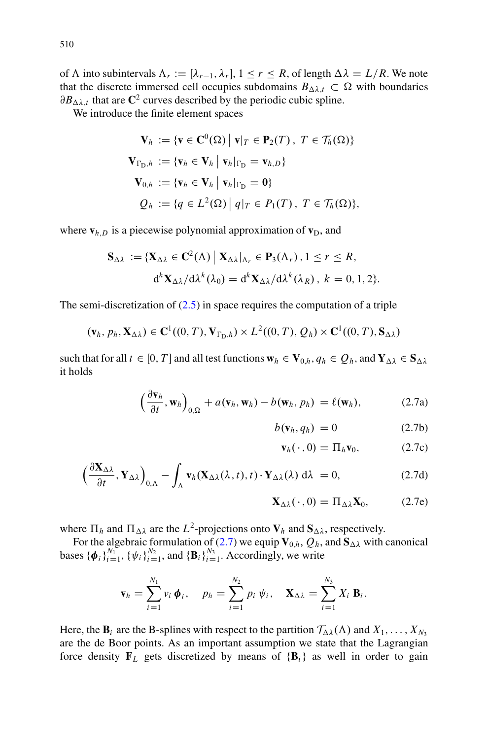of $\Lambda$ into subintervals $\Lambda_r := [\lambda_{r-1}, \lambda_r]$, $1 \le r \le R$, of length $\Delta\lambda = L/R$. We note that the discrete immersed cell occupies subdomains $B_{\Delta\lambda,t} \subset \Omega$ with boundaries $\partial B_{\Delta\lambda,t}$ that are $\mathbf{C}^2$ curves described by the periodic cubic spline.

We introduce the finite element spaces

$$
\begin{aligned}
\mathbf{V}_h &:= \{\mathbf{v} \in \mathbf{C}^0(\Omega) \mid \mathbf{v}|_T \in \mathbf{P}_2(T)\,,\ T \in \mathcal{T}_h(\Omega)\} \\
\mathbf{V}_{\Gamma_\mathrm{D},h} &:= \{\mathbf{v}_h \in \mathbf{V}_h \mid \mathbf{v}_h|_{\Gamma_\mathrm{D}} = \mathbf{v}_{h,D}\} \\
\mathbf{V}_{0,h} &:= \{\mathbf{v}_h \in \mathbf{V}_h \mid \mathbf{v}_h|_{\Gamma_\mathrm{D}} = \mathbf{0}\} \\
Q_h &:= \{q \in L^2(\Omega) \mid q|_T \in P_1(T)\,,\ T \in \mathcal{T}_h(\Omega)\},
\end{aligned}
$$

where $\mathbf{v}_{h,D}$ is a piecewise polynomial approximation of $\mathbf{v}_\mathrm{D}$, and

$$
\begin{aligned}
\mathbf{S}_{\Delta\lambda} := \{&\mathbf{X}_{\Delta\lambda} \in \mathbf{C}^2(\Lambda) \mid \mathbf{X}_{\Delta\lambda}|_{\Lambda_r} \in \mathbf{P}_3(\Lambda_r)\,, 1 \le r \le R, \\
&\mathrm{d}^k\mathbf{X}_{\Delta\lambda}/\mathrm{d}\lambda^k(\lambda_0) = \mathrm{d}^k\mathbf{X}_{\Delta\lambda}/\mathrm{d}\lambda^k(\lambda_R)\,,\ k = 0, 1, 2\}.
\end{aligned}
$$

The semi-discretization of (2.5) in space requires the computation of a triple

$$
(\mathbf{v}_h, p_h, \mathbf{X}_{\Delta\lambda}) \in \mathbf{C}^1((0,T), \mathbf{V}_{\Gamma_\mathrm{D},h}) \times L^2((0,T), Q_h) \times \mathbf{C}^1((0,T), \mathbf{S}_{\Delta\lambda})
$$

such that for all $t \in [0, T]$ and all test functions $\mathbf{w}_h \in \mathbf{V}_{0,h}$, $q_h \in Q_h$, and $\mathbf{Y}_{\Delta\lambda} \in \mathbf{S}_{\Delta\lambda}$ it holds

$$
\Big(\frac{\partial \mathbf{v}_h}{\partial t}, \mathbf{w}_h\Big)_{0,\Omega} + a(\mathbf{v}_h, \mathbf{w}_h) - b(\mathbf{w}_h, p_h) = \ell(\mathbf{w}_h), \tag{2.7a}
$$

$$
b(\mathbf{v}_h, q_h) = 0 \tag{2.7b}
$$

$$
\mathbf{v}_h(\,\cdot\,, 0) = \Pi_h \mathbf{v}_0, \tag{2.7c}
$$

$$
\Big(\frac{\partial \mathbf{X}_{\Delta\lambda}}{\partial t}, \mathbf{Y}_{\Delta\lambda}\Big)_{0,\Lambda} - \int_\Lambda \mathbf{v}_h(\mathbf{X}_{\Delta\lambda}(\lambda, t), t) \cdot \mathbf{Y}_{\Delta\lambda}(\lambda)\ \mathrm{d}\lambda = 0, \tag{2.7d}
$$

$$
\mathbf{X}_{\Delta\lambda}(\,\cdot\,, 0) = \Pi_{\Delta\lambda} \mathbf{X}_0, \tag{2.7e}
$$

where $\Pi_h$ and $\Pi_{\Delta\lambda}$ are the $L^2$-projections onto $\mathbf{V}_h$ and $\mathbf{S}_{\Delta\lambda}$, respectively.

For the algebraic formulation of (2.7) we equip $\mathbf{V}_{0,h}$, $Q_h$, and $\mathbf{S}_{\Delta\lambda}$ with canonical bases $\{\boldsymbol{\phi}_i\}_{i=1}^{N_1}$, $\{\psi_i\}_{i=1}^{N_2}$, and $\{\mathbf{B}_i\}_{i=1}^{N_3}$. Accordingly, we write

$$
\mathbf{v}_h = \sum_{i=1}^{N_1} v_i\ \boldsymbol{\phi}_i\,, \quad p_h = \sum_{i=1}^{N_2} p_i\ \psi_i\,, \quad \mathbf{X}_{\Delta\lambda} = \sum_{i=1}^{N_3} X_i\ \mathbf{B}_i\,.
$$

Here, the $\mathbf{B}_i$ are the B-splines with respect to the partition $\mathcal{T}_{\Delta\lambda}(\Lambda)$ and $X_1, \ldots, X_{N_3}$ are the de Boor points. As an important assumption we state that the Lagrangian force density $\mathbf{F}_L$ gets discretized by means of $\{\mathbf{B}_i\}$ as well in order to gain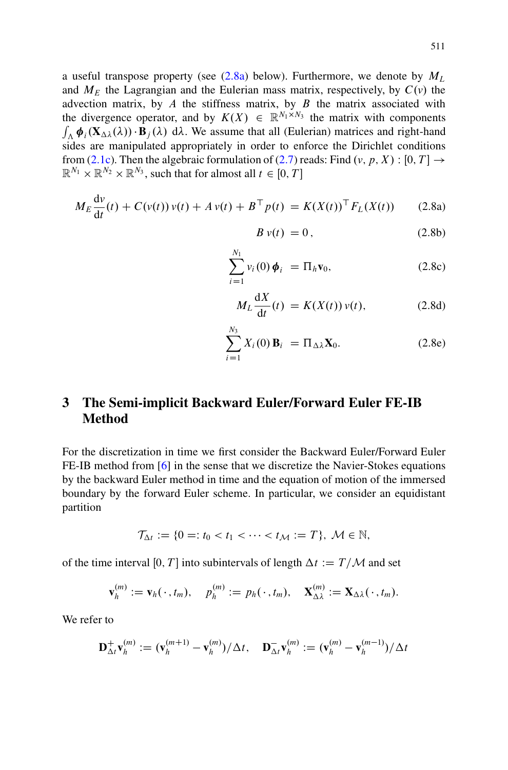a useful transpose property (see (2.8a) below). Furthermore, we denote by $M_L$ and $M_E$ the Lagrangian and the Eulerian mass matrix, respectively, by $C(v)$ the advection matrix, by $A$ the stiffness matrix, by $B$ the matrix associated with the divergence operator, and by $K(X) \in \mathbb{R}^{N_1 \times N_3}$ the matrix with components $\int_\Lambda \boldsymbol{\phi}_i(\mathbf{X}_{\Delta\lambda}(\lambda)) \cdot \mathbf{B}_j(\lambda)\, \mathrm{d}\lambda$. We assume that all (Eulerian) matrices and right-hand sides are manipulated appropriately in order to enforce the Dirichlet conditions from (2.1c). Then the algebraic formulation of (2.7) reads: Find $(v, p, X) : [0, T] \to \mathbb{R}^{N_1} \times \mathbb{R}^{N_2} \times \mathbb{R}^{N_3}$, such that for almost all $t \in [0, T]$

$$M_E \frac{\mathrm{d}v}{\mathrm{d}t}(t) + C(v(t))\, v(t) + A\, v(t) + B^\top p(t) \;=\; K(X(t))^\top F_L(X(t)) \tag{2.8a}$$

$$B\, v(t) \;=\; 0\,, \tag{2.8b}$$

$$\sum_{i=1}^{N_1} v_i(0)\, \boldsymbol{\phi}_i \;=\; \Pi_h \mathbf{v}_0, \tag{2.8c}$$

$$M_L \frac{\mathrm{d}X}{\mathrm{d}t}(t) \;=\; K(X(t))\, v(t), \tag{2.8d}$$

$$\sum_{i=1}^{N_3} X_i(0)\, \mathbf{B}_i \;=\; \Pi_{\Delta\lambda} \mathbf{X}_0. \tag{2.8e}$$

## 3 The Semi-implicit Backward Euler/Forward Euler FE-IB Method

For the discretization in time we first consider the Backward Euler/Forward Euler FE-IB method from [6] in the sense that we discretize the Navier-Stokes equations by the backward Euler method in time and the equation of motion of the immersed boundary by the forward Euler scheme. In particular, we consider an equidistant partition

$$\mathcal{T}_{\Delta t} := \{0 =: t_0 < t_1 < \cdots < t_{\mathcal{M}} := T\},\ \mathcal{M} \in \mathbb{N},$$

of the time interval $[0, T]$ into subintervals of length $\Delta t := T/\mathcal{M}$ and set

$$\mathbf{v}_h^{(m)} := \mathbf{v}_h(\cdot, t_m), \quad p_h^{(m)} := p_h(\cdot, t_m), \quad \mathbf{X}_{\Delta\lambda}^{(m)} := \mathbf{X}_{\Delta\lambda}(\cdot, t_m).$$

We refer to

$$\mathbf{D}_{\Delta t}^{+} \mathbf{v}_h^{(m)} := (\mathbf{v}_h^{(m+1)} - \mathbf{v}_h^{(m)})/\Delta t, \quad \mathbf{D}_{\Delta t}^{-} \mathbf{v}_h^{(m)} := (\mathbf{v}_h^{(m)} - \mathbf{v}_h^{(m-1)})/\Delta t$$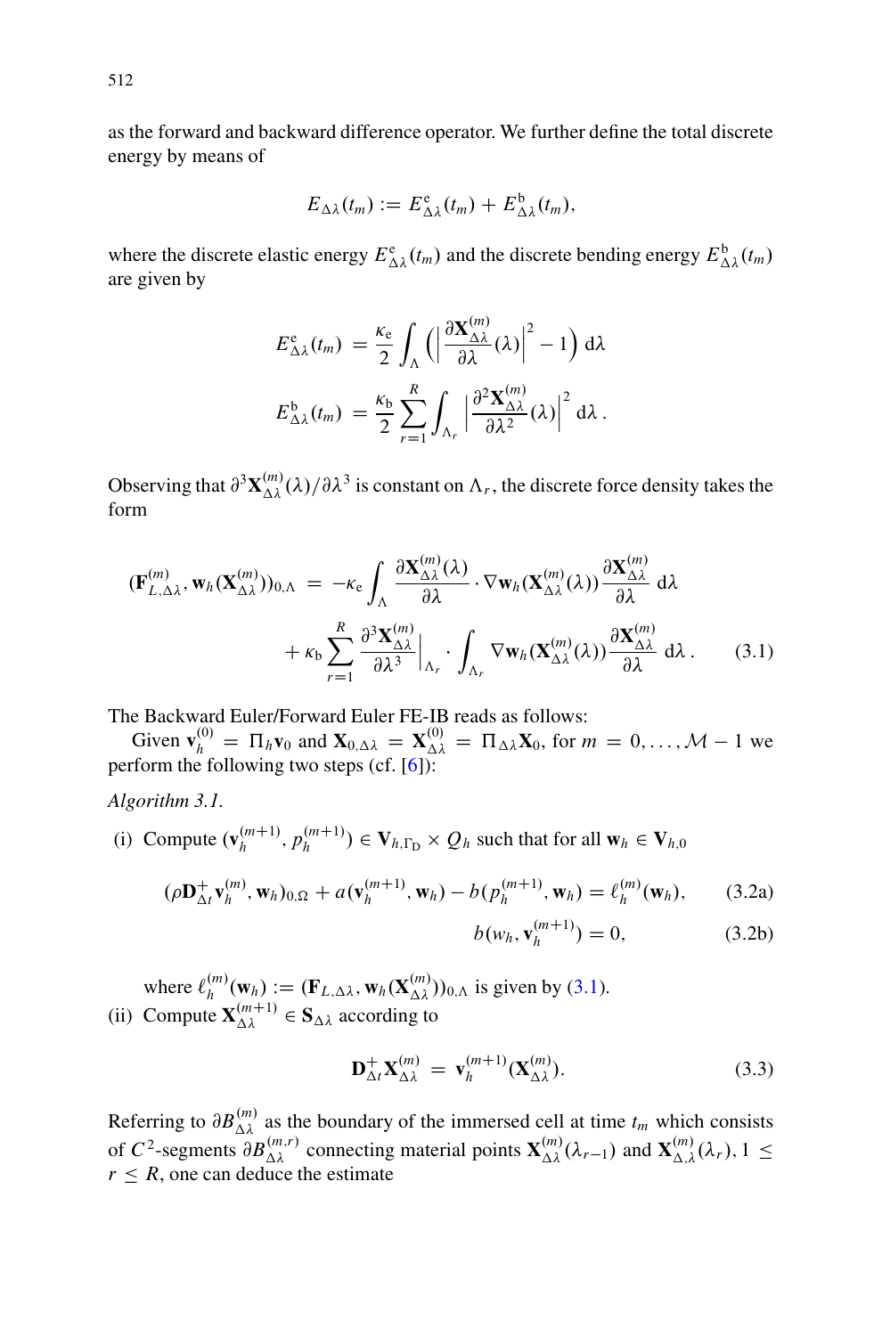as the forward and backward difference operator. We further define the total discrete energy by means of

$$E_{\Delta\lambda}(t_m) := E^{\mathrm{e}}_{\Delta\lambda}(t_m) + E^{\mathrm{b}}_{\Delta\lambda}(t_m),$$

where the discrete elastic energy $E^{\mathrm{e}}_{\Delta\lambda}(t_m)$ and the discrete bending energy $E^{\mathrm{b}}_{\Delta\lambda}(t_m)$ are given by

$$\begin{aligned}
E^{\mathrm{e}}_{\Delta\lambda}(t_m) &= \frac{\kappa_{\mathrm{e}}}{2} \int_{\Lambda} \Big( \Big| \frac{\partial \mathbf{X}^{(m)}_{\Delta\lambda}}{\partial \lambda}(\lambda) \Big|^2 - 1 \Big) \,\mathrm{d}\lambda \\
E^{\mathrm{b}}_{\Delta\lambda}(t_m) &= \frac{\kappa_{\mathrm{b}}}{2} \sum_{r=1}^{R} \int_{\Lambda_r} \Big| \frac{\partial^2 \mathbf{X}^{(m)}_{\Delta\lambda}}{\partial \lambda^2}(\lambda) \Big|^2 \,\mathrm{d}\lambda\,.
\end{aligned}$$

Observing that $\partial^3 \mathbf{X}^{(m)}_{\Delta\lambda}(\lambda)/\partial\lambda^3$ is constant on $\Lambda_r$, the discrete force density takes the form

$$\begin{aligned}
(\mathbf{F}^{(m)}_{L,\Delta\lambda}, \mathbf{w}_h(\mathbf{X}^{(m)}_{\Delta\lambda}))_{0,\Lambda} &= -\kappa_{\mathrm{e}} \int_{\Lambda} \frac{\partial \mathbf{X}^{(m)}_{\Delta\lambda}(\lambda)}{\partial\lambda} \cdot \nabla \mathbf{w}_h(\mathbf{X}^{(m)}_{\Delta\lambda}(\lambda)) \frac{\partial \mathbf{X}^{(m)}_{\Delta\lambda}}{\partial\lambda} \,\mathrm{d}\lambda \\
&\quad + \kappa_{\mathrm{b}} \sum_{r=1}^{R} \frac{\partial^3 \mathbf{X}^{(m)}_{\Delta\lambda}}{\partial\lambda^3}\Big|_{\Lambda_r} \cdot \int_{\Lambda_r} \nabla \mathbf{w}_h(\mathbf{X}^{(m)}_{\Delta\lambda}(\lambda)) \frac{\partial \mathbf{X}^{(m)}_{\Delta\lambda}}{\partial\lambda} \,\mathrm{d}\lambda\,. 
\end{aligned} \tag{3.1}$$

The Backward Euler/Forward Euler FE-IB reads as follows:

Given $\mathbf{v}_h^{(0)} = \Pi_h \mathbf{v}_0$ and $\mathbf{X}_{0,\Delta\lambda} = \mathbf{X}^{(0)}_{\Delta\lambda} = \Pi_{\Delta\lambda}\mathbf{X}_0$, for $m = 0, \ldots, \mathcal{M}-1$ we perform the following two steps (cf. [6]):

*Algorithm 3.1.*

(i) Compute $(\mathbf{v}_h^{(m+1)}, p_h^{(m+1)}) \in \mathbf{V}_{h,\Gamma_{\mathrm{D}}} \times Q_h$ such that for all $\mathbf{w}_h \in \mathbf{V}_{h,0}$

$$(\rho \mathbf{D}^{+}_{\Delta t} \mathbf{v}_h^{(m)}, \mathbf{w}_h)_{0,\Omega} + a(\mathbf{v}_h^{(m+1)}, \mathbf{w}_h) - b(p_h^{(m+1)}, \mathbf{w}_h) = \ell_h^{(m)}(\mathbf{w}_h), \tag{3.2a}$$

$$b(w_h, \mathbf{v}_h^{(m+1)}) = 0, \tag{3.2b}$$

where $\ell_h^{(m)}(\mathbf{w}_h) := (\mathbf{F}_{L,\Delta\lambda}, \mathbf{w}_h(\mathbf{X}^{(m)}_{\Delta\lambda}))_{0,\Lambda}$ is given by (3.1).

(ii) Compute $\mathbf{X}^{(m+1)}_{\Delta\lambda} \in \mathbf{S}_{\Delta\lambda}$ according to

$$\mathbf{D}^{+}_{\Delta t} \mathbf{X}^{(m)}_{\Delta\lambda} = \mathbf{v}_h^{(m+1)}(\mathbf{X}^{(m)}_{\Delta\lambda}). \tag{3.3}$$

Referring to $\partial B^{(m)}_{\Delta\lambda}$ as the boundary of the immersed cell at time $t_m$ which consists of $C^2$-segments $\partial B^{(m,r)}_{\Delta\lambda}$ connecting material points $\mathbf{X}^{(m)}_{\Delta\lambda}(\lambda_{r-1})$ and $\mathbf{X}^{(m)}_{\Delta,\lambda}(\lambda_r)$, $1 \leq r \leq R$, one can deduce the estimate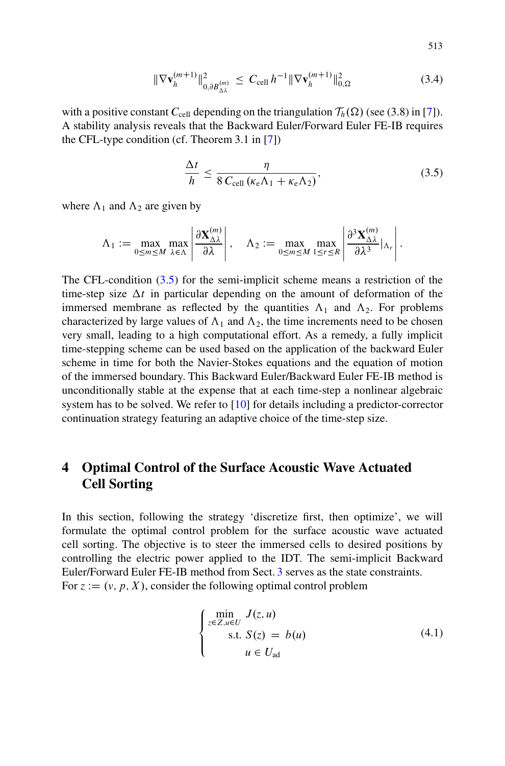$$
\|\nabla \mathbf{v}_h^{(m+1)}\|_{0,\partial B_{\Delta\lambda}^{(m)}}^2 \;\le\; C_{\text{cell}}\, h^{-1} \|\nabla \mathbf{v}_h^{(m+1)}\|_{0,\Omega}^2 \tag{3.4}
$$

with a positive constant $C_{\text{cell}}$ depending on the triangulation $\mathcal{T}_h(\Omega)$ (see (3.8) in [7]). A stability analysis reveals that the Backward Euler/Forward Euler FE-IB requires the CFL-type condition (cf. Theorem 3.1 in [7])

$$
\frac{\Delta t}{h} \le \frac{\eta}{8\, C_{\text{cell}}\, (\kappa_{\text{e}} \Lambda_1 + \kappa_{\text{e}} \Lambda_2)}, \tag{3.5}
$$

where $\Lambda_1$ and $\Lambda_2$ are given by

$$
\Lambda_1 := \max_{0 \le m \le M} \max_{\lambda \in \Lambda} \left| \frac{\partial \mathbf{X}_{\Delta\lambda}^{(m)}}{\partial \lambda} \right|, \quad \Lambda_2 := \max_{0 \le m \le M} \max_{1 \le r \le R} \left| \frac{\partial^3 \mathbf{X}_{\Delta\lambda}^{(m)}}{\partial \lambda^3}\Big|_{\Lambda_r} \right|.
$$

The CFL-condition (3.5) for the semi-implicit scheme means a restriction of the time-step size $\Delta t$ in particular depending on the amount of deformation of the immersed membrane as reflected by the quantities $\Lambda_1$ and $\Lambda_2$. For problems characterized by large values of $\Lambda_1$ and $\Lambda_2$, the time increments need to be chosen very small, leading to a high computational effort. As a remedy, a fully implicit time-stepping scheme can be used based on the application of the backward Euler scheme in time for both the Navier-Stokes equations and the equation of motion of the immersed boundary. This Backward Euler/Backward Euler FE-IB method is unconditionally stable at the expense that at each time-step a nonlinear algebraic system has to be solved. We refer to [10] for details including a predictor-corrector continuation strategy featuring an adaptive choice of the time-step size.

## 4 Optimal Control of the Surface Acoustic Wave Actuated Cell Sorting

In this section, following the strategy 'discretize first, then optimize', we will formulate the optimal control problem for the surface acoustic wave actuated cell sorting. The objective is to steer the immersed cells to desired positions by controlling the electric power applied to the IDT. The semi-implicit Backward Euler/Forward Euler FE-IB method from Sect. 3 serves as the state constraints. For $z := (v, p, X)$, consider the following optimal control problem

$$
\begin{cases}
\displaystyle\min_{z \in Z, u \in U} \; J(z, u) \\
\qquad \text{s.t. } S(z) \;=\; b(u) \\
\qquad\quad\;\; u \in U_{\text{ad}}
\end{cases} \tag{4.1}
$$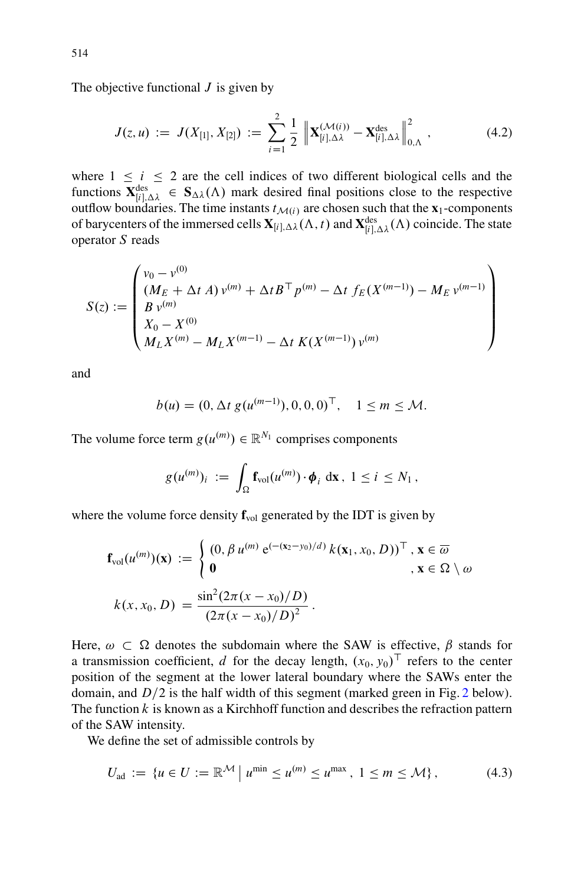The objective functional $J$ is given by

$$
J(z,u) \;:=\; J(X_{[1]}, X_{[2]}) \;:=\; \sum_{i=1}^{2} \frac{1}{2} \, \left\| \mathbf{X}_{[i],\Delta\lambda}^{(\mathcal{M}(i))} - \mathbf{X}_{[i],\Delta\lambda}^{\text{des}} \right\|_{0,\Lambda}^{2} \,, \tag{4.2}
$$

where $1 \le i \le 2$ are the cell indices of two different biological cells and the functions $\mathbf{X}_{[i],\Delta\lambda}^{\text{des}} \in \mathbf{S}_{\Delta\lambda}(\Lambda)$ mark desired final positions close to the respective outflow boundaries. The time instants $t_{\mathcal{M}(i)}$ are chosen such that the $\mathbf{x}_1$-components of barycenters of the immersed cells $\mathbf{X}_{[i],\Delta\lambda}(\Lambda, t)$ and $\mathbf{X}_{[i],\Delta\lambda}^{\text{des}}(\Lambda)$ coincide. The state operator $S$ reads

$$
S(z) := \begin{pmatrix} v_0 - v^{(0)} \\ (M_E + \Delta t \, A)\, v^{(m)} + \Delta t B^\top p^{(m)} - \Delta t \; f_E(X^{(m-1)}) - M_E \, v^{(m-1)} \\ B \, v^{(m)} \\ X_0 - X^{(0)} \\ M_L X^{(m)} - M_L X^{(m-1)} - \Delta t \; K(X^{(m-1)}) \, v^{(m)} \end{pmatrix}
$$

and

$$
b(u) = (0, \Delta t \; g(u^{(m-1)}), 0, 0, 0)^\top, \quad 1 \le m \le \mathcal{M}.
$$

The volume force term $g(u^{(m)}) \in \mathbb{R}^{N_1}$ comprises components

$$
g(u^{(m)})_i \;:=\; \int_\Omega \mathbf{f}_{\text{vol}}(u^{(m)}) \cdot \boldsymbol{\phi}_i \; \mathrm{d}\mathbf{x} \,, \; 1 \le i \le N_1 \,,
$$

where the volume force density $\mathbf{f}_{\text{vol}}$ generated by the IDT is given by

$$
\mathbf{f}_{\text{vol}}(u^{(m)})(\mathbf{x}) \;:=\; \begin{cases} (0, \beta \, u^{(m)} \, \mathrm{e}^{(-(\mathbf{x}_2 - y_0)/d)} \, k(\mathbf{x}_1, x_0, D))^\top \,, & \mathbf{x} \in \overline{\omega} \\ \mathbf{0} & , \mathbf{x} \in \Omega \setminus \omega \end{cases}
$$

$$
k(x, x_0, D) \;=\; \frac{\sin^2(2\pi(x - x_0)/D)}{(2\pi(x - x_0)/D)^2} \,.
$$

Here, $\omega \subset \Omega$ denotes the subdomain where the SAW is effective, $\beta$ stands for a transmission coefficient, $d$ for the decay length, $(x_0, y_0)^\top$ refers to the center position of the segment at the lower lateral boundary where the SAWs enter the domain, and $D/2$ is the half width of this segment (marked green in Fig. 2 below). The function $k$ is known as a Kirchhoff function and describes the refraction pattern of the SAW intensity.

We define the set of admissible controls by

$$
U_{\text{ad}} \;:=\; \{ u \in U := \mathbb{R}^{\mathcal{M}} \,\big|\, u^{\min} \le u^{(m)} \le u^{\max} \,, \; 1 \le m \le \mathcal{M} \} \,, \tag{4.3}
$$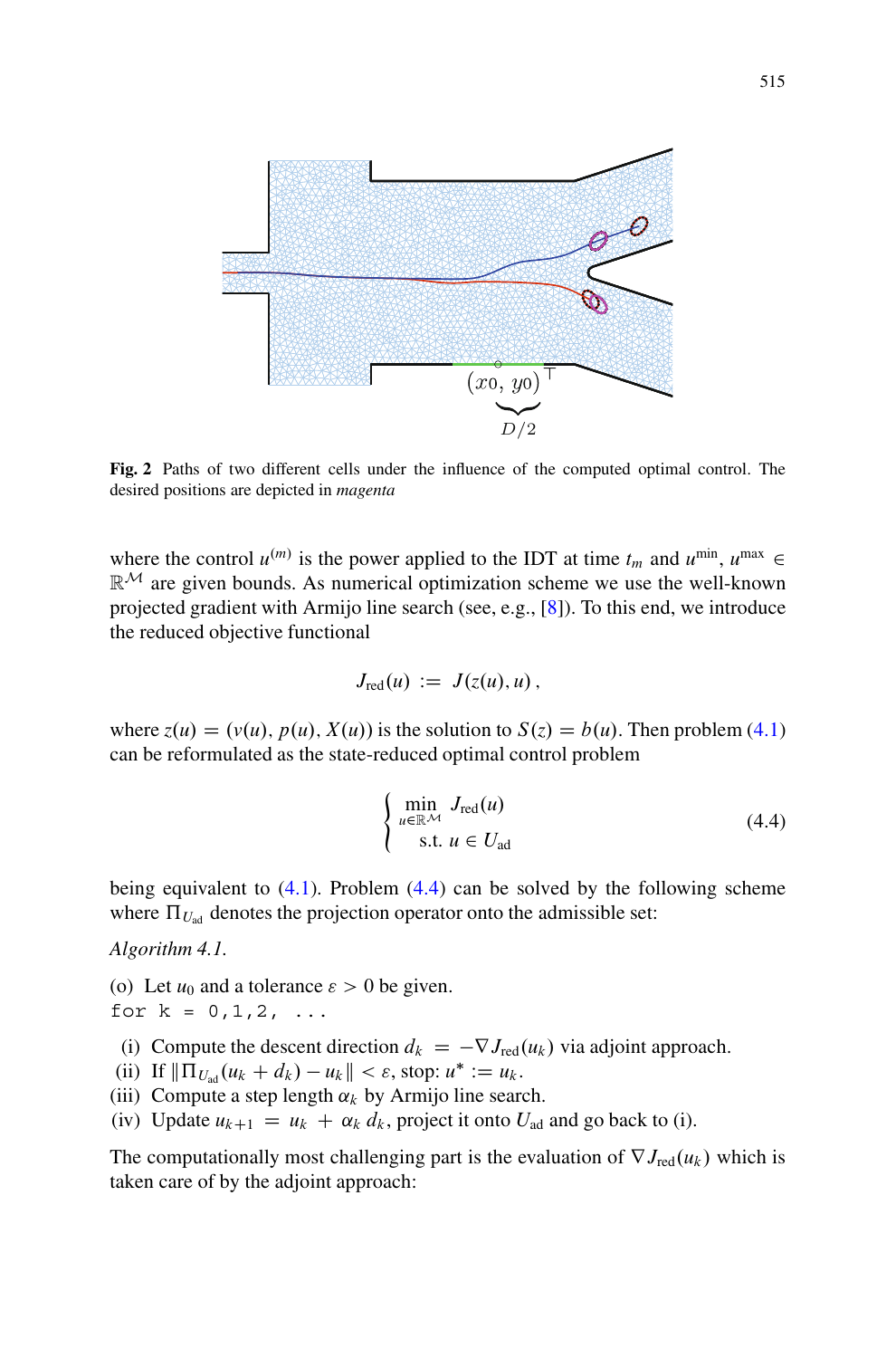**Fig. 2** Paths of two different cells under the influence of the computed optimal control. The desired positions are depicted in *magenta*

where the control $u^{(m)}$ is the power applied to the IDT at time $t_m$ and $u^{\min}, u^{\max} \in \mathbb{R}^{\mathcal{M}}$ are given bounds. As numerical optimization scheme we use the well-known projected gradient with Armijo line search (see, e.g., [8]). To this end, we introduce the reduced objective functional

$$J_{\text{red}}(u) \;:=\; J(z(u), u)\,,$$

where $z(u) = (v(u), p(u), X(u))$ is the solution to $S(z) = b(u)$. Then problem (4.1) can be reformulated as the state-reduced optimal control problem

$$\begin{cases} \min\limits_{u \in \mathbb{R}^{\mathcal{M}}} \; J_{\text{red}}(u) \\ \quad \text{s.t. } u \in U_{\text{ad}} \end{cases} \tag{4.4}$$

being equivalent to (4.1). Problem (4.4) can be solved by the following scheme where $\Pi_{U_{\text{ad}}}$ denotes the projection operator onto the admissible set:

*Algorithm 4.1.*

(o) Let $u_0$ and a tolerance $\varepsilon > 0$ be given.

```
for k = 0,1,2, ...
```

(i) Compute the descent direction $d_k = -\nabla J_{\text{red}}(u_k)$ via adjoint approach.
(ii) If $\|\Pi_{U_{\text{ad}}}(u_k + d_k) - u_k\| < \varepsilon$, stop: $u^* := u_k$.
(iii) Compute a step length $\alpha_k$ by Armijo line search.
(iv) Update $u_{k+1} = u_k + \alpha_k\, d_k$, project it onto $U_{\text{ad}}$ and go back to (i).

The computationally most challenging part is the evaluation of $\nabla J_{\text{red}}(u_k)$ which is taken care of by the adjoint approach: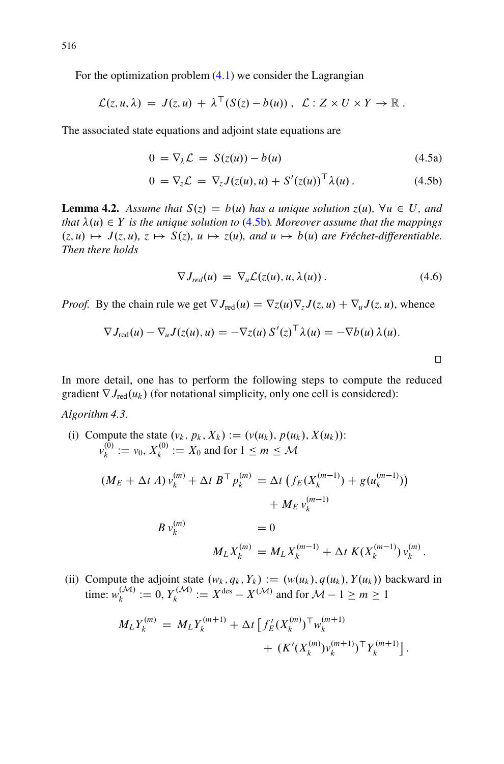For the optimization problem (4.1) we consider the Lagrangian

$$\mathcal{L}(z,u,\lambda) \;=\; J(z,u) \;+\; \lambda^\top (S(z) - b(u))\,, \quad \mathcal{L} : Z \times U \times Y \to \mathbb{R}\,.$$

The associated state equations and adjoint state equations are

$$0 \;=\; \nabla_\lambda \mathcal{L} \;=\; S(z(u)) - b(u) \tag{4.5a}$$

$$0 \;=\; \nabla_z \mathcal{L} \;=\; \nabla_z J(z(u),u) + S'(z(u))^\top \lambda(u)\,. \tag{4.5b}$$

**Lemma 4.2.** *Assume that $S(z) = b(u)$ has a unique solution $z(u)$, $\forall u \in U$, and that $\lambda(u) \in Y$ is the unique solution to (4.5b). Moreover assume that the mappings $(z,u) \mapsto J(z,u)$, $z \mapsto S(z)$, $u \mapsto z(u)$, and $u \mapsto b(u)$ are Fréchet-differentiable. Then there holds*

$$\nabla J_{red}(u) \;=\; \nabla_u \mathcal{L}(z(u), u, \lambda(u))\,. \tag{4.6}$$

*Proof.* By the chain rule we get $\nabla J_{\text{red}}(u) = \nabla z(u) \nabla_z J(z,u) + \nabla_u J(z,u)$, whence

$$\nabla J_{\text{red}}(u) - \nabla_u J(z(u),u) = -\nabla z(u)\, S'(z)^\top \lambda(u) = -\nabla b(u)\, \lambda(u).$$

□

In more detail, one has to perform the following steps to compute the reduced gradient $\nabla J_{\text{red}}(u_k)$ (for notational simplicity, only one cell is considered):

*Algorithm 4.3.*

(i) Compute the state $(v_k, p_k, X_k) := (v(u_k), p(u_k), X(u_k))$: $v_k^{(0)} := v_0$, $X_k^{(0)} := X_0$ and for $1 \le m \le \mathcal{M}$

$$\begin{aligned}
(M_E + \Delta t\, A)\, v_k^{(m)} + \Delta t\, B^\top p_k^{(m)} \;&=\; \Delta t\, \big(f_E(X_k^{(m-1)}) + g(u_k^{(m-1)})\big) \\
&\quad + M_E\, v_k^{(m-1)} \\
B\, v_k^{(m)} \;&=\; 0 \\
M_L X_k^{(m)} \;&=\; M_L X_k^{(m-1)} + \Delta t\; K(X_k^{(m-1)})\, v_k^{(m)}\,.
\end{aligned}$$

(ii) Compute the adjoint state $(w_k, q_k, Y_k) := (w(u_k), q(u_k), Y(u_k))$ backward in time: $w_k^{(\mathcal{M})} := 0$, $Y_k^{(\mathcal{M})} := X^{\text{des}} - X^{(\mathcal{M})}$ and for $\mathcal{M} - 1 \ge m \ge 1$

$$\begin{aligned}
M_L Y_k^{(m)} \;=\; M_L Y_k^{(m+1)} + \Delta t\, \big[ & f_E'(X_k^{(m)})^\top w_k^{(m+1)} \\
& + (K'(X_k^{(m)}) v_k^{(m+1)})^\top Y_k^{(m+1)} \big]\,.
\end{aligned}$$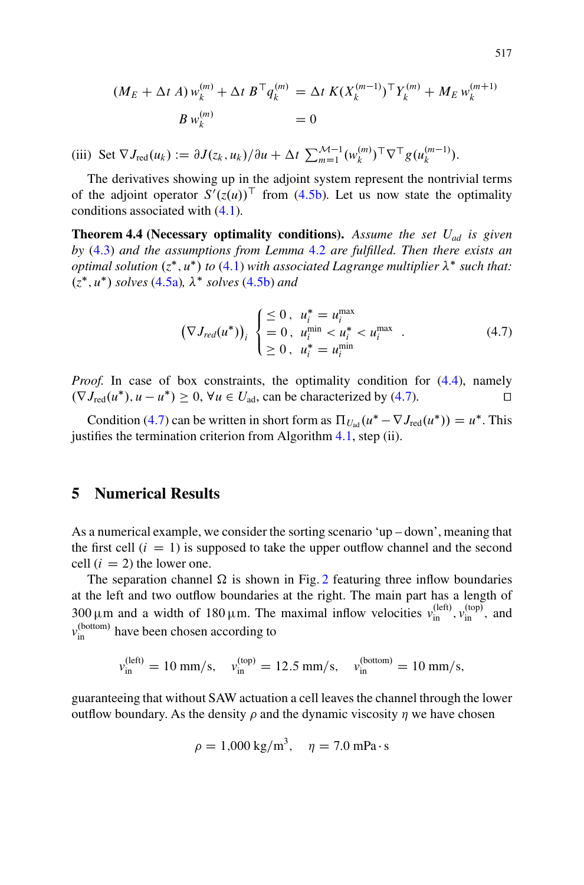$$
\begin{aligned}
(M_E + \Delta t\, A)\, w_k^{(m)} + \Delta t\, B^\top q_k^{(m)} &= \Delta t\, K(X_k^{(m-1)})^\top Y_k^{(m)} + M_E\, w_k^{(m+1)} \\
B\, w_k^{(m)} &= 0
\end{aligned}
$$

(iii) Set $\nabla J_{\mathrm{red}}(u_k) := \partial J(z_k, u_k)/\partial u + \Delta t \sum_{m=1}^{\mathcal{M}-1} (w_k^{(m)})^\top \nabla^\top g(u_k^{(m-1)})$.

The derivatives showing up in the adjoint system represent the nontrivial terms of the adjoint operator $S'(z(u))^\top$ from (4.5b). Let us now state the optimality conditions associated with (4.1).

**Theorem 4.4 (Necessary optimality conditions).** *Assume the set $U_{ad}$ is given by (4.3) and the assumptions from Lemma 4.2 are fulfilled. Then there exists an optimal solution $(z^*, u^*)$ to (4.1) with associated Lagrange multiplier $\lambda^*$ such that: $(z^*, u^*)$ solves (4.5a), $\lambda^*$ solves (4.5b) and*

$$
\left(\nabla J_{red}(u^*)\right)_i \begin{cases} \leq 0\,, & u_i^* = u_i^{\max} \\ = 0\,, & u_i^{\min} < u_i^* < u_i^{\max} \\ \geq 0\,, & u_i^* = u_i^{\min} \end{cases} . \tag{4.7}
$$

*Proof.* In case of box constraints, the optimality condition for (4.4), namely $(\nabla J_{\mathrm{red}}(u^*), u - u^*) \geq 0$, $\forall u \in U_{\mathrm{ad}}$, can be characterized by (4.7). $\square$

Condition (4.7) can be written in short form as $\Pi_{U_{\mathrm{ad}}}(u^* - \nabla J_{\mathrm{red}}(u^*)) = u^*$. This justifies the termination criterion from Algorithm 4.1, step (ii).

## 5 Numerical Results

As a numerical example, we consider the sorting scenario 'up – down', meaning that the first cell ($i = 1$) is supposed to take the upper outflow channel and the second cell ($i = 2$) the lower one.

The separation channel $\Omega$ is shown in Fig. 2 featuring three inflow boundaries at the left and two outflow boundaries at the right. The main part has a length of 300 µm and a width of 180 µm. The maximal inflow velocities $v_{\mathrm{in}}^{(\mathrm{left})}$, $v_{\mathrm{in}}^{(\mathrm{top})}$, and $v_{\mathrm{in}}^{(\mathrm{bottom})}$ have been chosen according to

$$
v_{\mathrm{in}}^{(\mathrm{left})} = 10\ \mathrm{mm/s}, \quad v_{\mathrm{in}}^{(\mathrm{top})} = 12.5\ \mathrm{mm/s}, \quad v_{\mathrm{in}}^{(\mathrm{bottom})} = 10\ \mathrm{mm/s},
$$

guaranteeing that without SAW actuation a cell leaves the channel through the lower outflow boundary. As the density $\rho$ and the dynamic viscosity $\eta$ we have chosen

$$
\rho = 1{,}000\ \mathrm{kg/m^3}, \quad \eta = 7.0\ \mathrm{mPa \cdot s}
$$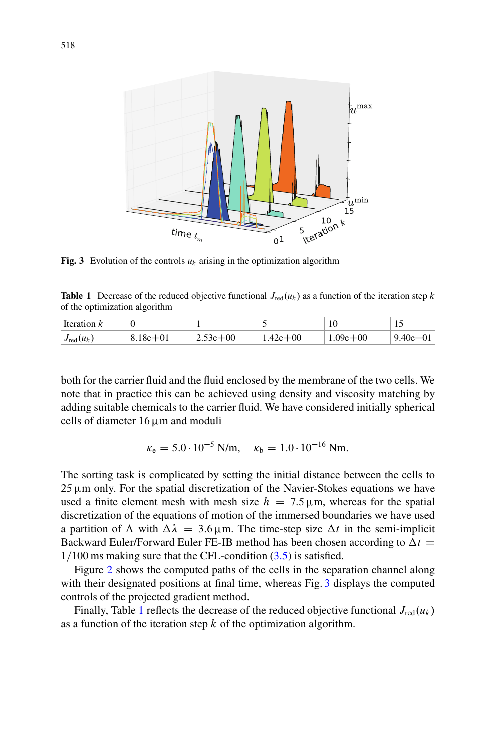**Fig. 3** Evolution of the controls $u_k$ arising in the optimization algorithm

**Table 1** Decrease of the reduced objective functional $J_{\mathrm{red}}(u_k)$ as a function of the iteration step $k$ of the optimization algorithm

| Iteration $k$ | 0 | 1 | 5 | 10 | 15 |
|---|---|---|---|---|---|
| $J_{\mathrm{red}}(u_k)$ | 8.18e+01 | 2.53e+00 | 1.42e+00 | 1.09e+00 | 9.40e−01 |

both for the carrier fluid and the fluid enclosed by the membrane of the two cells. We note that in practice this can be achieved using density and viscosity matching by adding suitable chemicals to the carrier fluid. We have considered initially spherical cells of diameter 16 µm and moduli

$$\kappa_{\mathrm{e}} = 5.0 \cdot 10^{-5}\ \mathrm{N/m}, \quad \kappa_{\mathrm{b}} = 1.0 \cdot 10^{-16}\ \mathrm{Nm}.$$

The sorting task is complicated by setting the initial distance between the cells to 25 µm only. For the spatial discretization of the Navier-Stokes equations we have used a finite element mesh with mesh size $h = 7.5$ µm, whereas for the spatial discretization of the equations of motion of the immersed boundaries we have used a partition of $\Lambda$ with $\Delta\lambda = 3.6$ µm. The time-step size $\Delta t$ in the semi-implicit Backward Euler/Forward Euler FE-IB method has been chosen according to $\Delta t = 1/100$ ms making sure that the CFL-condition (3.5) is satisfied.

Figure 2 shows the computed paths of the cells in the separation channel along with their designated positions at final time, whereas Fig. 3 displays the computed controls of the projected gradient method.

Finally, Table 1 reflects the decrease of the reduced objective functional $J_{\mathrm{red}}(u_k)$ as a function of the iteration step $k$ of the optimization algorithm.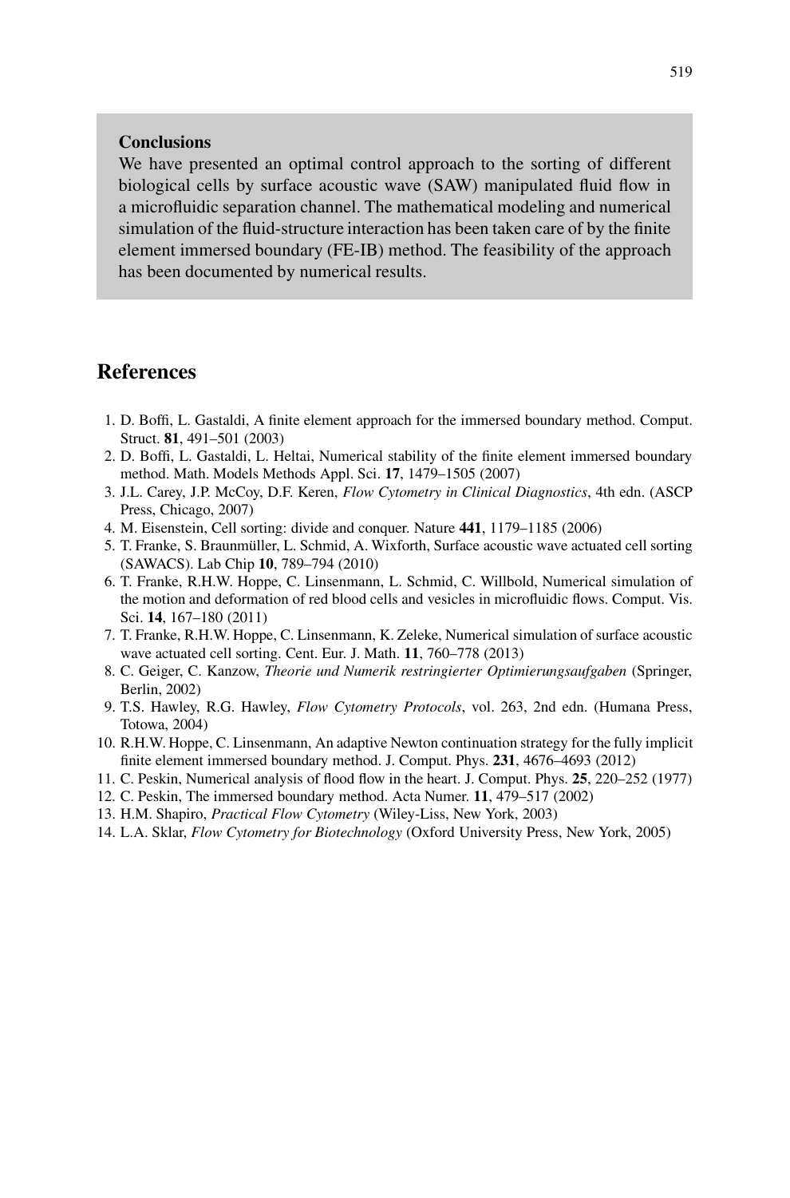**Conclusions**

We have presented an optimal control approach to the sorting of different biological cells by surface acoustic wave (SAW) manipulated fluid flow in a microfluidic separation channel. The mathematical modeling and numerical simulation of the fluid-structure interaction has been taken care of by the finite element immersed boundary (FE-IB) method. The feasibility of the approach has been documented by numerical results.

## References

1. D. Boffi, L. Gastaldi, A finite element approach for the immersed boundary method. Comput. Struct. **81**, 491–501 (2003)
2. D. Boffi, L. Gastaldi, L. Heltai, Numerical stability of the finite element immersed boundary method. Math. Models Methods Appl. Sci. **17**, 1479–1505 (2007)
3. J.L. Carey, J.P. McCoy, D.F. Keren, *Flow Cytometry in Clinical Diagnostics*, 4th edn. (ASCP Press, Chicago, 2007)
4. M. Eisenstein, Cell sorting: divide and conquer. Nature **441**, 1179–1185 (2006)
5. T. Franke, S. Braunmüller, L. Schmid, A. Wixforth, Surface acoustic wave actuated cell sorting (SAWACS). Lab Chip **10**, 789–794 (2010)
6. T. Franke, R.H.W. Hoppe, C. Linsenmann, L. Schmid, C. Willbold, Numerical simulation of the motion and deformation of red blood cells and vesicles in microfluidic flows. Comput. Vis. Sci. **14**, 167–180 (2011)
7. T. Franke, R.H.W. Hoppe, C. Linsenmann, K. Zeleke, Numerical simulation of surface acoustic wave actuated cell sorting. Cent. Eur. J. Math. **11**, 760–778 (2013)
8. C. Geiger, C. Kanzow, *Theorie und Numerik restringierter Optimierungsaufgaben* (Springer, Berlin, 2002)
9. T.S. Hawley, R.G. Hawley, *Flow Cytometry Protocols*, vol. 263, 2nd edn. (Humana Press, Totowa, 2004)
10. R.H.W. Hoppe, C. Linsenmann, An adaptive Newton continuation strategy for the fully implicit finite element immersed boundary method. J. Comput. Phys. **231**, 4676–4693 (2012)
11. C. Peskin, Numerical analysis of flood flow in the heart. J. Comput. Phys. **25**, 220–252 (1977)
12. C. Peskin, The immersed boundary method. Acta Numer. **11**, 479–517 (2002)
13. H.M. Shapiro, *Practical Flow Cytometry* (Wiley-Liss, New York, 2003)
14. L.A. Sklar, *Flow Cytometry for Biotechnology* (Oxford University Press, New York, 2005)